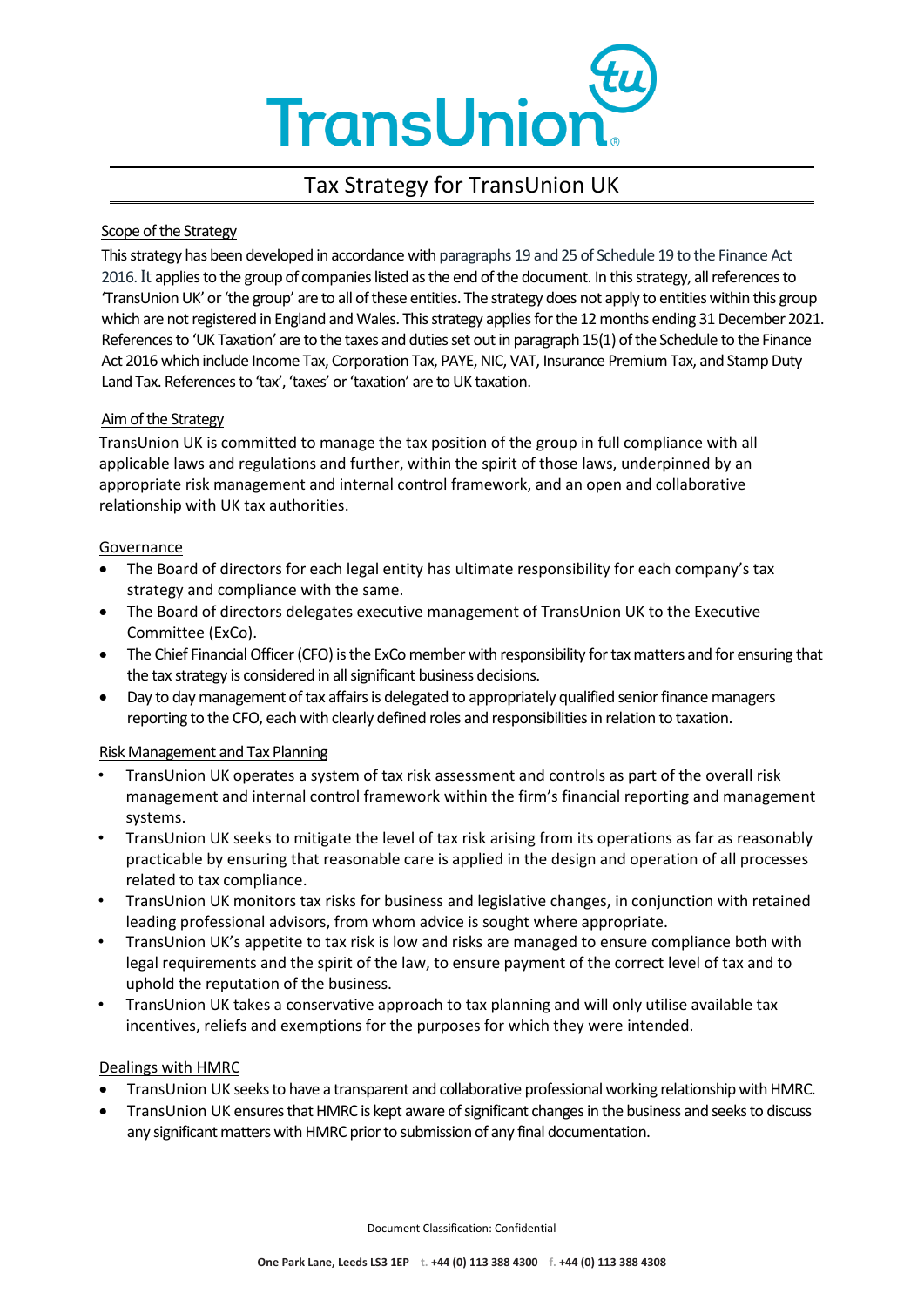# Tax Strategy for TransUnion UK

## Scope of the Strategy

This strategy has been developed in accordance with paragraphs 19 and 25 of Schedule 19 to the Finance Act 2016. It applies to the group of companies listed as the end of the document. In this strategy, all references to 'TransUnion UK' or 'the group' are to all of these entities. The strategy does not apply to entities within this group which are not registered in England and Wales. This strategy applies for the 12 months ending 31 December 2021. References to 'UK Taxation' are to the taxes and duties set out in paragraph 15(1) of the Schedule to the Finance Act 2016 which include Income Tax, Corporation Tax, PAYE, NIC, VAT, Insurance Premium Tax, and Stamp Duty Land Tax. References to 'tax', 'taxes' or 'taxation' are to UK taxation.

## Aim of the Strategy

TransUnion UK is committed to manage the tax position of the group in full compliance with all applicable laws and regulations and further, within the spirit of those laws, underpinned by an appropriate risk management and internal control framework, and an open and collaborative relationship with UK tax authorities.

## Governance

- The Board of directors for each legal entity has ultimate responsibility for each company's tax strategy and compliance with the same.
- The Board of directors delegates executive management of TransUnion UK to the Executive Committee (ExCo).
- The Chief Financial Officer (CFO) is the ExCo member with responsibility for tax matters and for ensuring that the tax strategy is considered in all significant business decisions.
- Day to day management of tax affairs is delegated to appropriately qualified senior finance managers reporting to the CFO, each with clearly defined roles and responsibilities in relation to taxation.

## Risk Management and Tax Planning

- TransUnion UK operates a system of tax risk assessment and controls as part of the overall risk management and internal control framework within the firm's financial reporting and management systems.
- TransUnion UK seeks to mitigate the level of tax risk arising from its operations as far as reasonably practicable by ensuring that reasonable care is applied in the design and operation of all processes related to tax compliance.
- TransUnion UK monitors tax risks for business and legislative changes, in conjunction with retained leading professional advisors, from whom advice is sought where appropriate.
- TransUnion UK's appetite to tax risk is low and risks are managed to ensure compliance both with legal requirements and the spirit of the law, to ensure payment of the correct level of tax and to uphold the reputation of the business.
- TransUnion UK takes a conservative approach to tax planning and will only utilise available tax incentives, reliefs and exemptions for the purposes for which they were intended.

## Dealings with HMRC

- TransUnion UK seeks to have a transparent and collaborative professional working relationship with HMRC.
- TransUnion UK ensures that HMRC is kept aware of significant changes in the business and seeks to discuss any significant matters with HMRC prior to submission of any final documentation.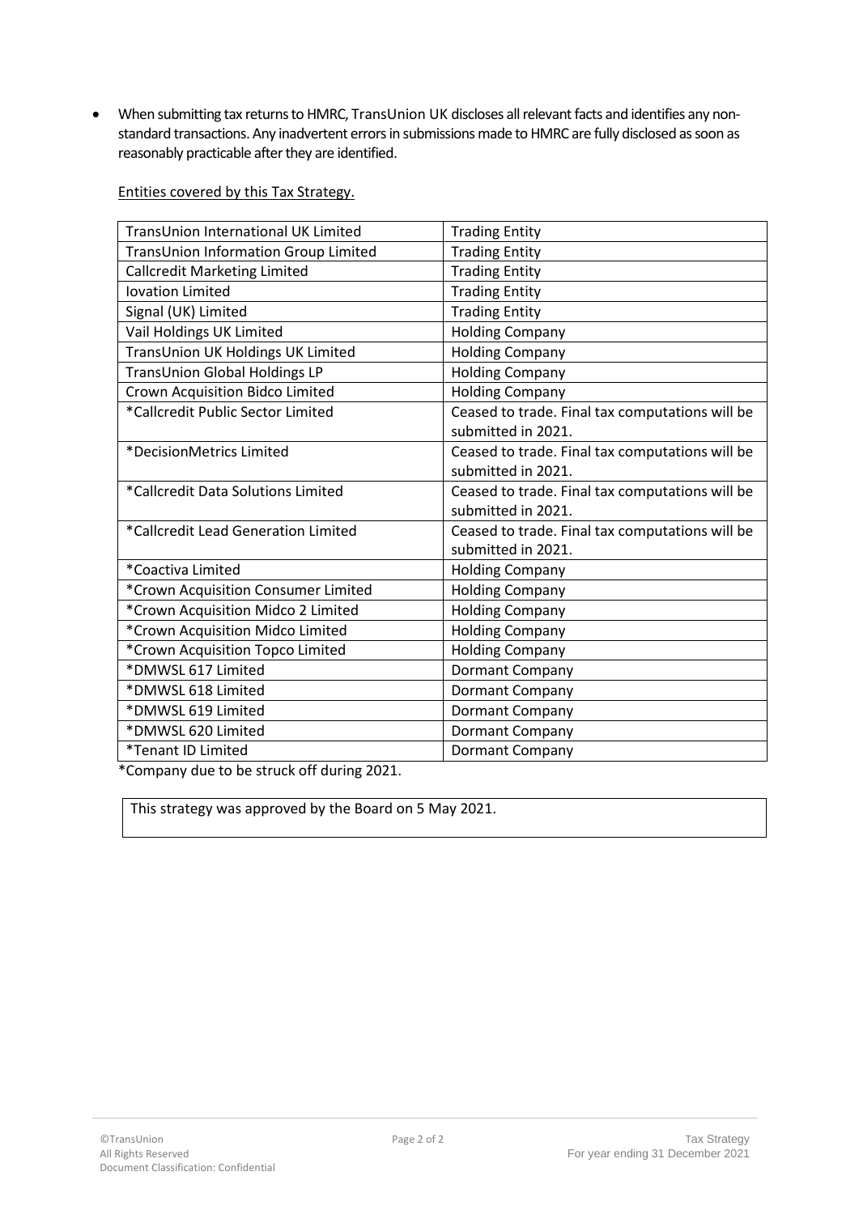- When submitting tax returns to HMRC, TransUnion UK discloses all relevant facts and identifies any non-standard transactions. Any inadvertent errors in submissions made to HMRC are fully disclosed as soon as reasonably practicable after they are identified.

Entities covered by this Tax Strategy.

| | |
|---|---|
| TransUnion International UK Limited | Trading Entity |
| TransUnion Information Group Limited | Trading Entity |
| Callcredit Marketing Limited | Trading Entity |
| Iovation Limited | Trading Entity |
| Signal (UK) Limited | Trading Entity |
| Vail Holdings UK Limited | Holding Company |
| TransUnion UK Holdings UK Limited | Holding Company |
| TransUnion Global Holdings LP | Holding Company |
| Crown Acquisition Bidco Limited | Holding Company |
| *Callcredit Public Sector Limited | Ceased to trade. Final tax computations will be submitted in 2021. |
| *DecisionMetrics Limited | Ceased to trade. Final tax computations will be submitted in 2021. |
| *Callcredit Data Solutions Limited | Ceased to trade. Final tax computations will be submitted in 2021. |
| *Callcredit Lead Generation Limited | Ceased to trade. Final tax computations will be submitted in 2021. |
| *Coactiva Limited | Holding Company |
| *Crown Acquisition Consumer Limited | Holding Company |
| *Crown Acquisition Midco 2 Limited | Holding Company |
| *Crown Acquisition Midco Limited | Holding Company |
| *Crown Acquisition Topco Limited | Holding Company |
| *DMWSL 617 Limited | Dormant Company |
| *DMWSL 618 Limited | Dormant Company |
| *DMWSL 619 Limited | Dormant Company |
| *DMWSL 620 Limited | Dormant Company |
| *Tenant ID Limited | Dormant Company |

*Company due to be struck off during 2021.

This strategy was approved by the Board on 5 May 2021.